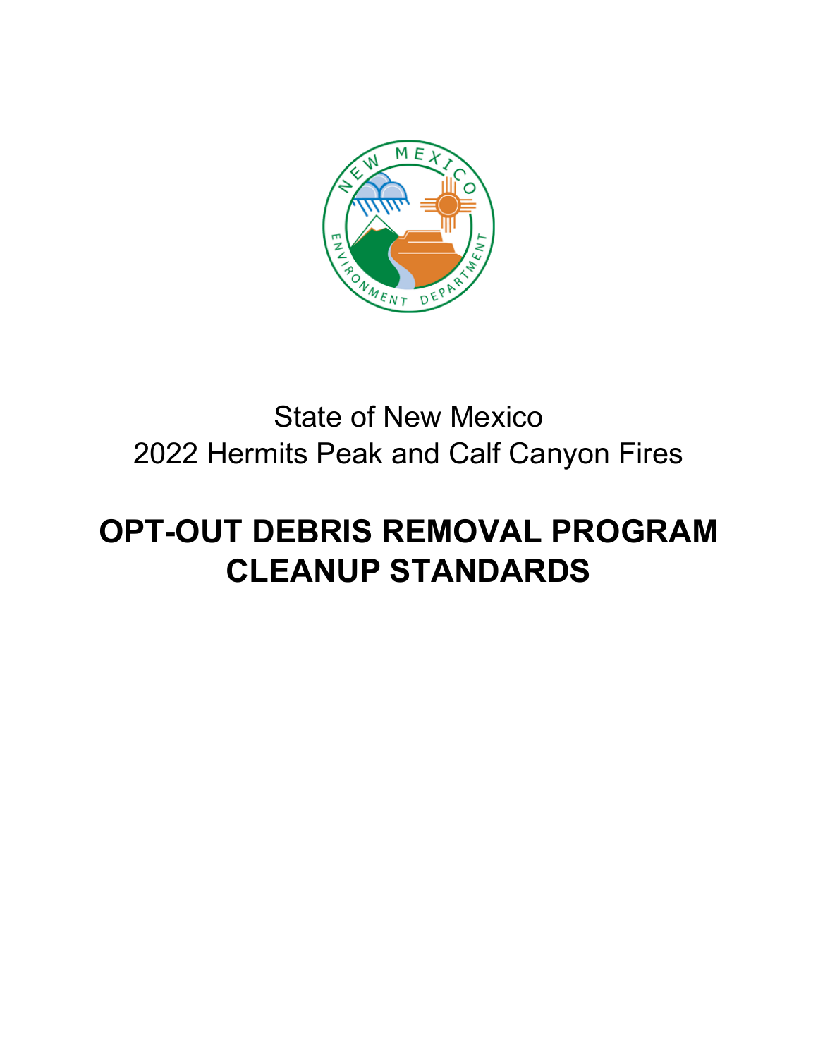State of New Mexico
2022 Hermits Peak and Calf Canyon Fires

# OPT-OUT DEBRIS REMOVAL PROGRAM CLEANUP STANDARDS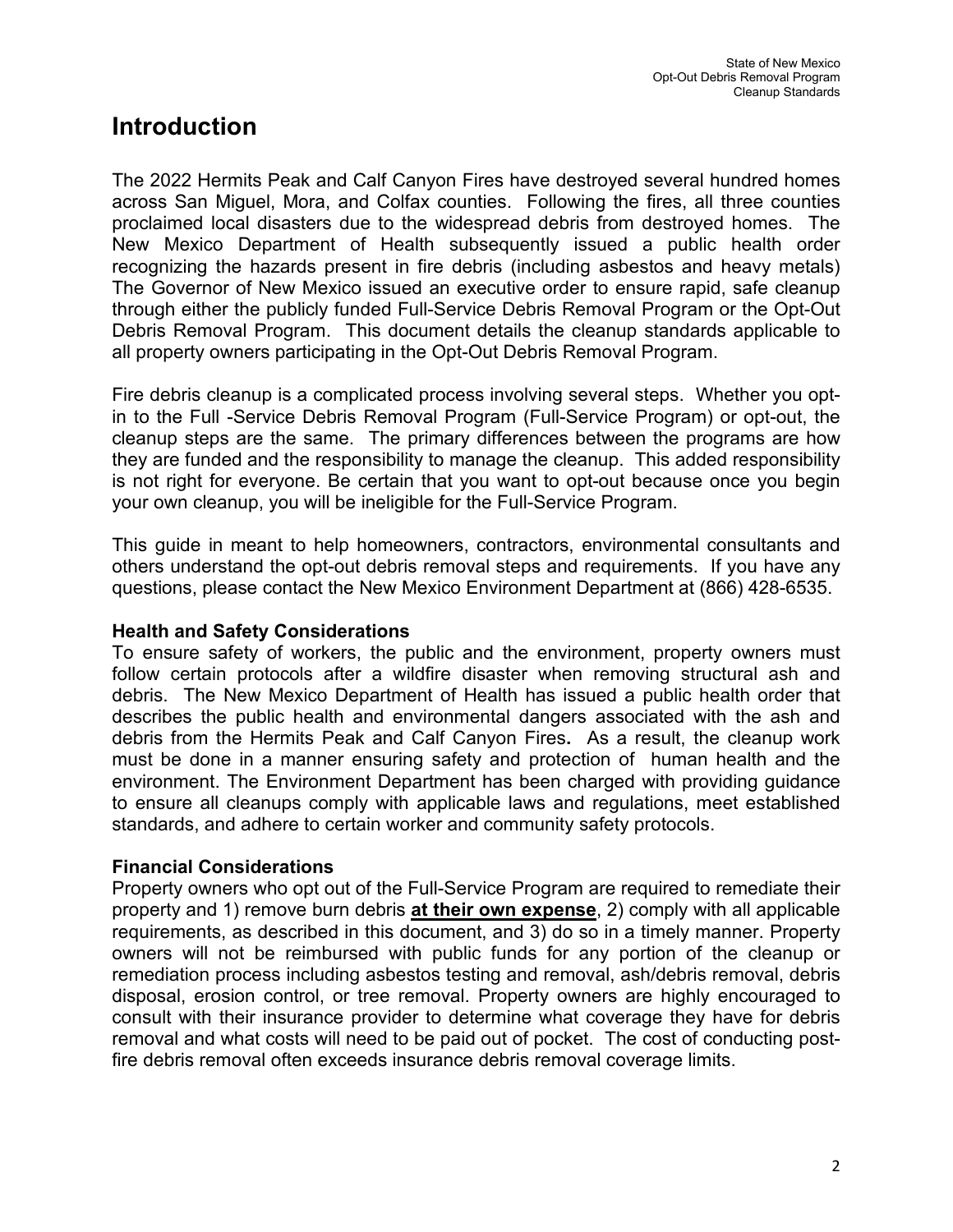# Introduction

The 2022 Hermits Peak and Calf Canyon Fires have destroyed several hundred homes across San Miguel, Mora, and Colfax counties. Following the fires, all three counties proclaimed local disasters due to the widespread debris from destroyed homes. The New Mexico Department of Health subsequently issued a public health order recognizing the hazards present in fire debris (including asbestos and heavy metals) The Governor of New Mexico issued an executive order to ensure rapid, safe cleanup through either the publicly funded Full-Service Debris Removal Program or the Opt-Out Debris Removal Program. This document details the cleanup standards applicable to all property owners participating in the Opt-Out Debris Removal Program.

Fire debris cleanup is a complicated process involving several steps. Whether you opt-in to the Full -Service Debris Removal Program (Full-Service Program) or opt-out, the cleanup steps are the same. The primary differences between the programs are how they are funded and the responsibility to manage the cleanup. This added responsibility is not right for everyone. Be certain that you want to opt-out because once you begin your own cleanup, you will be ineligible for the Full-Service Program.

This guide in meant to help homeowners, contractors, environmental consultants and others understand the opt-out debris removal steps and requirements. If you have any questions, please contact the New Mexico Environment Department at (866) 428-6535.

### Health and Safety Considerations

To ensure safety of workers, the public and the environment, property owners must follow certain protocols after a wildfire disaster when removing structural ash and debris. The New Mexico Department of Health has issued a public health order that describes the public health and environmental dangers associated with the ash and debris from the Hermits Peak and Calf Canyon Fires**.** As a result, the cleanup work must be done in a manner ensuring safety and protection of human health and the environment. The Environment Department has been charged with providing guidance to ensure all cleanups comply with applicable laws and regulations, meet established standards, and adhere to certain worker and community safety protocols.

### Financial Considerations

Property owners who opt out of the Full-Service Program are required to remediate their property and 1) remove burn debris **at their own expense**, 2) comply with all applicable requirements, as described in this document, and 3) do so in a timely manner. Property owners will not be reimbursed with public funds for any portion of the cleanup or remediation process including asbestos testing and removal, ash/debris removal, debris disposal, erosion control, or tree removal. Property owners are highly encouraged to consult with their insurance provider to determine what coverage they have for debris removal and what costs will need to be paid out of pocket. The cost of conducting post-fire debris removal often exceeds insurance debris removal coverage limits.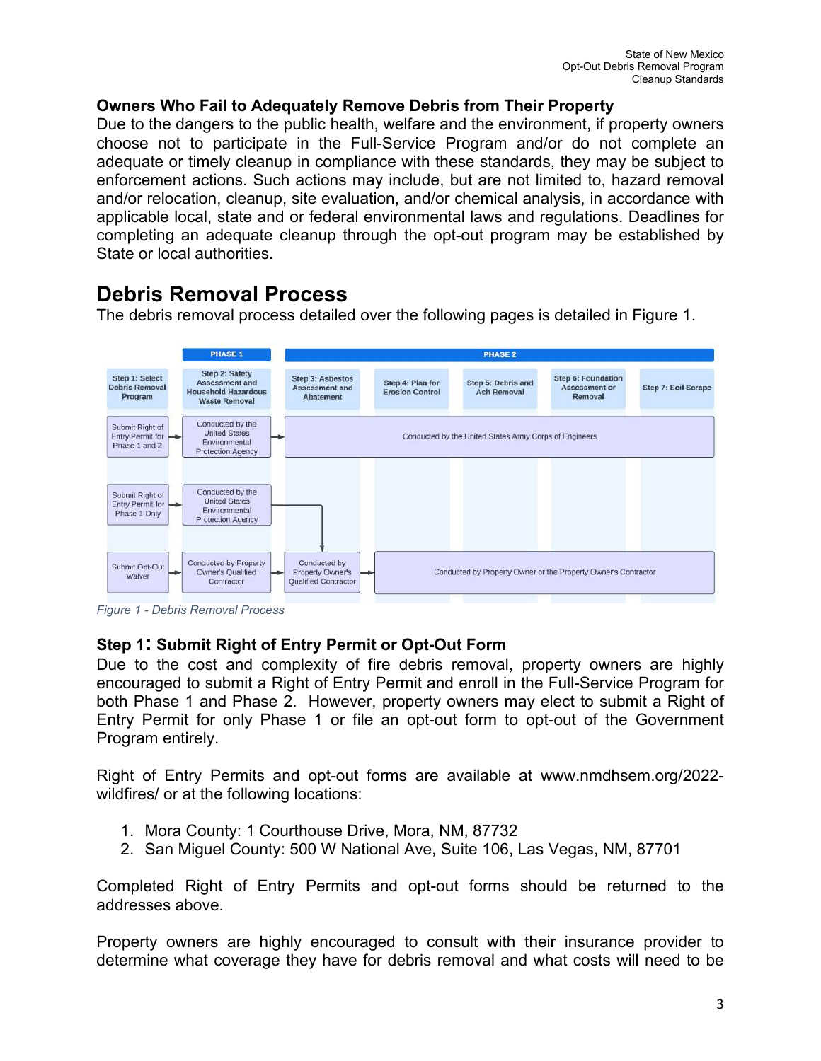## Owners Who Fail to Adequately Remove Debris from Their Property

Due to the dangers to the public health, welfare and the environment, if property owners choose not to participate in the Full-Service Program and/or do not complete an adequate or timely cleanup in compliance with these standards, they may be subject to enforcement actions. Such actions may include, but are not limited to, hazard removal and/or relocation, cleanup, site evaluation, and/or chemical analysis, in accordance with applicable local, state and or federal environmental laws and regulations. Deadlines for completing an adequate cleanup through the opt-out program may be established by State or local authorities.

# Debris Removal Process

The debris removal process detailed over the following pages is detailed in Figure 1.

| | PHASE 1 | PHASE 2 | | | | |
|---|---|---|---|---|---|---|
| Step 1: Select Debris Removal Program | Step 2: Safety Assessment and Household Hazardous Waste Removal | Step 3: Asbestos Assessment and Abatement | Step 4: Plan for Erosion Control | Step 5: Debris and Ash Removal | Step 6: Foundation Assessment or Removal | Step 7: Soil Scrape |
| Submit Right of Entry Permit for Phase 1 and 2 | Conducted by the United States Environmental Protection Agency | Conducted by the United States Army Corps of Engineers | | | | |
| Submit Right of Entry Permit for Phase 1 Only | Conducted by the United States Environmental Protection Agency | | | | | |
| Submit Opt-Out Waiver | Conducted by Property Owner's Qualified Contractor | Conducted by Property Owner's Qualified Contractor | Conducted by Property Owner or the Property Owner's Contractor | | | |

*Figure 1 - Debris Removal Process*

## Step 1: Submit Right of Entry Permit or Opt-Out Form

Due to the cost and complexity of fire debris removal, property owners are highly encouraged to submit a Right of Entry Permit and enroll in the Full-Service Program for both Phase 1 and Phase 2. However, property owners may elect to submit a Right of Entry Permit for only Phase 1 or file an opt-out form to opt-out of the Government Program entirely.

Right of Entry Permits and opt-out forms are available at www.nmdhsem.org/2022-wildfires/ or at the following locations:

1. Mora County: 1 Courthouse Drive, Mora, NM, 87732
2. San Miguel County: 500 W National Ave, Suite 106, Las Vegas, NM, 87701

Completed Right of Entry Permits and opt-out forms should be returned to the addresses above.

Property owners are highly encouraged to consult with their insurance provider to determine what coverage they have for debris removal and what costs will need to be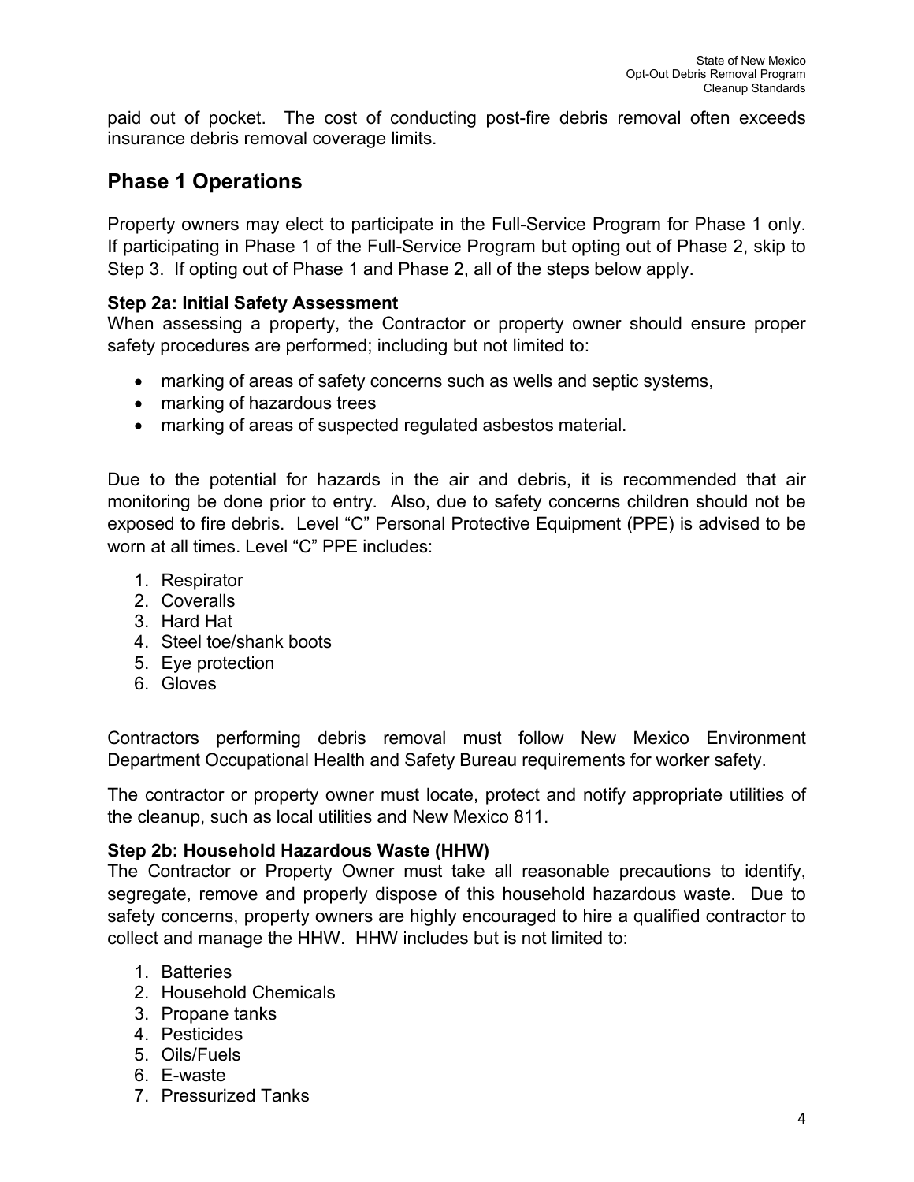paid out of pocket. The cost of conducting post-fire debris removal often exceeds insurance debris removal coverage limits.

## Phase 1 Operations

Property owners may elect to participate in the Full-Service Program for Phase 1 only. If participating in Phase 1 of the Full-Service Program but opting out of Phase 2, skip to Step 3. If opting out of Phase 1 and Phase 2, all of the steps below apply.

**Step 2a: Initial Safety Assessment**

When assessing a property, the Contractor or property owner should ensure proper safety procedures are performed; including but not limited to:

- marking of areas of safety concerns such as wells and septic systems,
- marking of hazardous trees
- marking of areas of suspected regulated asbestos material.

Due to the potential for hazards in the air and debris, it is recommended that air monitoring be done prior to entry. Also, due to safety concerns children should not be exposed to fire debris. Level "C" Personal Protective Equipment (PPE) is advised to be worn at all times. Level "C" PPE includes:

1. Respirator
2. Coveralls
3. Hard Hat
4. Steel toe/shank boots
5. Eye protection
6. Gloves

Contractors performing debris removal must follow New Mexico Environment Department Occupational Health and Safety Bureau requirements for worker safety.

The contractor or property owner must locate, protect and notify appropriate utilities of the cleanup, such as local utilities and New Mexico 811.

**Step 2b: Household Hazardous Waste (HHW)**

The Contractor or Property Owner must take all reasonable precautions to identify, segregate, remove and properly dispose of this household hazardous waste. Due to safety concerns, property owners are highly encouraged to hire a qualified contractor to collect and manage the HHW. HHW includes but is not limited to:

1. Batteries
2. Household Chemicals
3. Propane tanks
4. Pesticides
5. Oils/Fuels
6. E-waste
7. Pressurized Tanks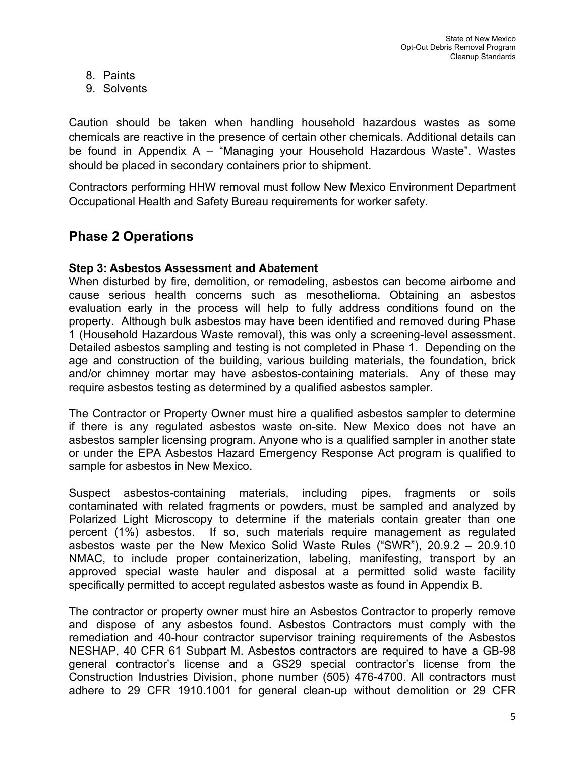8. Paints
9. Solvents

Caution should be taken when handling household hazardous wastes as some chemicals are reactive in the presence of certain other chemicals. Additional details can be found in Appendix A – "Managing your Household Hazardous Waste". Wastes should be placed in secondary containers prior to shipment.

Contractors performing HHW removal must follow New Mexico Environment Department Occupational Health and Safety Bureau requirements for worker safety.

## Phase 2 Operations

**Step 3: Asbestos Assessment and Abatement**

When disturbed by fire, demolition, or remodeling, asbestos can become airborne and cause serious health concerns such as mesothelioma. Obtaining an asbestos evaluation early in the process will help to fully address conditions found on the property. Although bulk asbestos may have been identified and removed during Phase 1 (Household Hazardous Waste removal), this was only a screening-level assessment. Detailed asbestos sampling and testing is not completed in Phase 1. Depending on the age and construction of the building, various building materials, the foundation, brick and/or chimney mortar may have asbestos-containing materials. Any of these may require asbestos testing as determined by a qualified asbestos sampler.

The Contractor or Property Owner must hire a qualified asbestos sampler to determine if there is any regulated asbestos waste on-site. New Mexico does not have an asbestos sampler licensing program. Anyone who is a qualified sampler in another state or under the EPA Asbestos Hazard Emergency Response Act program is qualified to sample for asbestos in New Mexico.

Suspect asbestos-containing materials, including pipes, fragments or soils contaminated with related fragments or powders, must be sampled and analyzed by Polarized Light Microscopy to determine if the materials contain greater than one percent (1%) asbestos. If so, such materials require management as regulated asbestos waste per the New Mexico Solid Waste Rules ("SWR"), 20.9.2 – 20.9.10 NMAC, to include proper containerization, labeling, manifesting, transport by an approved special waste hauler and disposal at a permitted solid waste facility specifically permitted to accept regulated asbestos waste as found in Appendix B.

The contractor or property owner must hire an Asbestos Contractor to properly remove and dispose of any asbestos found. Asbestos Contractors must comply with the remediation and 40-hour contractor supervisor training requirements of the Asbestos NESHAP, 40 CFR 61 Subpart M. Asbestos contractors are required to have a GB-98 general contractor's license and a GS29 special contractor's license from the Construction Industries Division, phone number (505) 476-4700. All contractors must adhere to 29 CFR 1910.1001 for general clean-up without demolition or 29 CFR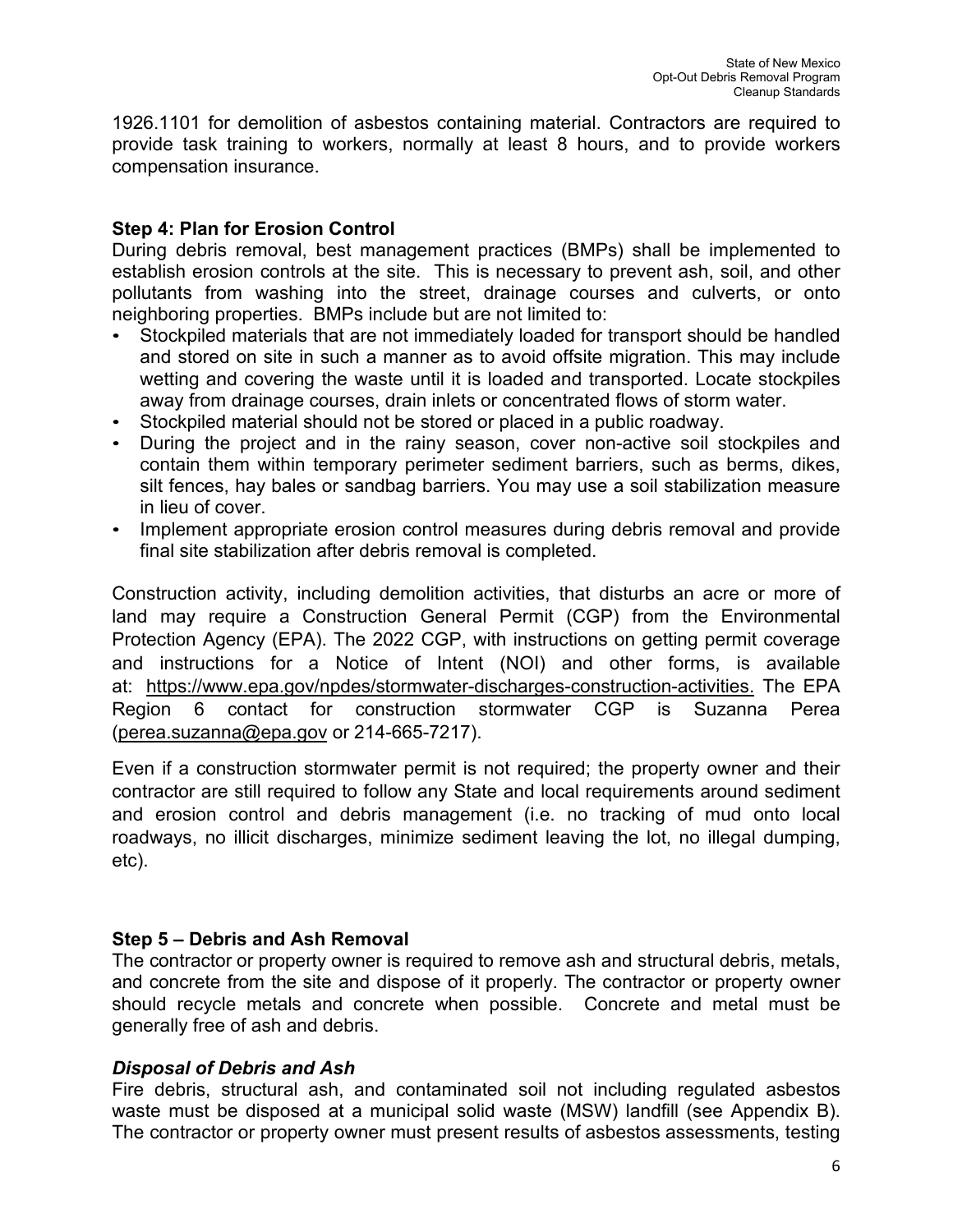1926.1101 for demolition of asbestos containing material. Contractors are required to provide task training to workers, normally at least 8 hours, and to provide workers compensation insurance.

### Step 4: Plan for Erosion Control

During debris removal, best management practices (BMPs) shall be implemented to establish erosion controls at the site. This is necessary to prevent ash, soil, and other pollutants from washing into the street, drainage courses and culverts, or onto neighboring properties. BMPs include but are not limited to:

- Stockpiled materials that are not immediately loaded for transport should be handled and stored on site in such a manner as to avoid offsite migration. This may include wetting and covering the waste until it is loaded and transported. Locate stockpiles away from drainage courses, drain inlets or concentrated flows of storm water.
- Stockpiled material should not be stored or placed in a public roadway.
- During the project and in the rainy season, cover non-active soil stockpiles and contain them within temporary perimeter sediment barriers, such as berms, dikes, silt fences, hay bales or sandbag barriers. You may use a soil stabilization measure in lieu of cover.
- Implement appropriate erosion control measures during debris removal and provide final site stabilization after debris removal is completed.

Construction activity, including demolition activities, that disturbs an acre or more of land may require a Construction General Permit (CGP) from the Environmental Protection Agency (EPA). The 2022 CGP, with instructions on getting permit coverage and instructions for a Notice of Intent (NOI) and other forms, is available at: https://www.epa.gov/npdes/stormwater-discharges-construction-activities. The EPA Region 6 contact for construction stormwater CGP is Suzanna Perea (perea.suzanna@epa.gov or 214-665-7217).

Even if a construction stormwater permit is not required; the property owner and their contractor are still required to follow any State and local requirements around sediment and erosion control and debris management (i.e. no tracking of mud onto local roadways, no illicit discharges, minimize sediment leaving the lot, no illegal dumping, etc).

### Step 5 – Debris and Ash Removal

The contractor or property owner is required to remove ash and structural debris, metals, and concrete from the site and dispose of it properly. The contractor or property owner should recycle metals and concrete when possible. Concrete and metal must be generally free of ash and debris.

#### *Disposal of Debris and Ash*

Fire debris, structural ash, and contaminated soil not including regulated asbestos waste must be disposed at a municipal solid waste (MSW) landfill (see Appendix B). The contractor or property owner must present results of asbestos assessments, testing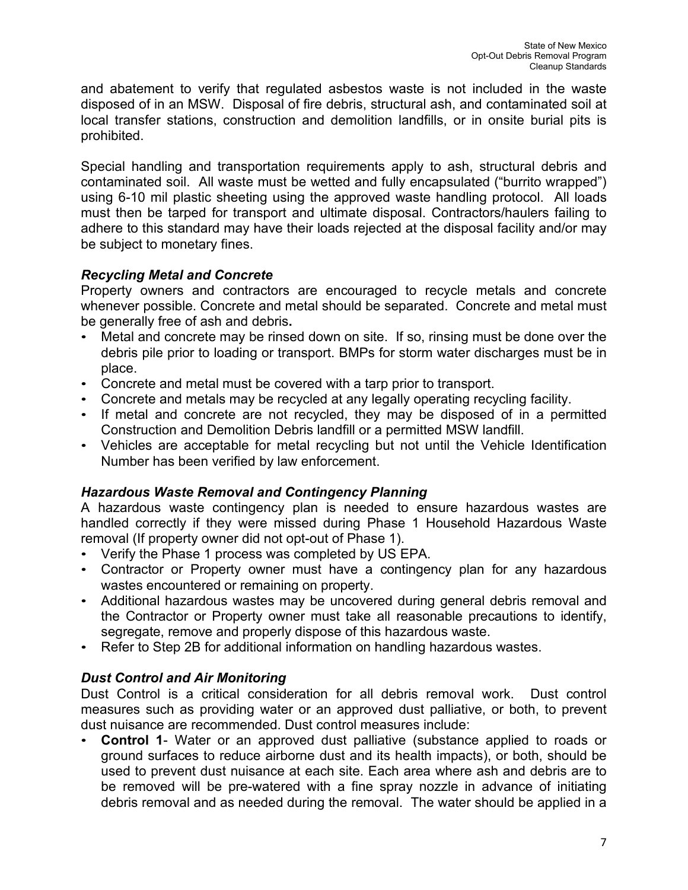and abatement to verify that regulated asbestos waste is not included in the waste disposed of in an MSW. Disposal of fire debris, structural ash, and contaminated soil at local transfer stations, construction and demolition landfills, or in onsite burial pits is prohibited.

Special handling and transportation requirements apply to ash, structural debris and contaminated soil. All waste must be wetted and fully encapsulated ("burrito wrapped") using 6-10 mil plastic sheeting using the approved waste handling protocol. All loads must then be tarped for transport and ultimate disposal. Contractors/haulers failing to adhere to this standard may have their loads rejected at the disposal facility and/or may be subject to monetary fines.

### *Recycling Metal and Concrete*

Property owners and contractors are encouraged to recycle metals and concrete whenever possible. Concrete and metal should be separated. Concrete and metal must be generally free of ash and debris**.**

- Metal and concrete may be rinsed down on site. If so, rinsing must be done over the debris pile prior to loading or transport. BMPs for storm water discharges must be in place.
- Concrete and metal must be covered with a tarp prior to transport.
- Concrete and metals may be recycled at any legally operating recycling facility.
- If metal and concrete are not recycled, they may be disposed of in a permitted Construction and Demolition Debris landfill or a permitted MSW landfill.
- Vehicles are acceptable for metal recycling but not until the Vehicle Identification Number has been verified by law enforcement.

### *Hazardous Waste Removal and Contingency Planning*

A hazardous waste contingency plan is needed to ensure hazardous wastes are handled correctly if they were missed during Phase 1 Household Hazardous Waste removal (If property owner did not opt-out of Phase 1).

- Verify the Phase 1 process was completed by US EPA.
- Contractor or Property owner must have a contingency plan for any hazardous wastes encountered or remaining on property.
- Additional hazardous wastes may be uncovered during general debris removal and the Contractor or Property owner must take all reasonable precautions to identify, segregate, remove and properly dispose of this hazardous waste.
- Refer to Step 2B for additional information on handling hazardous wastes.

### *Dust Control and Air Monitoring*

Dust Control is a critical consideration for all debris removal work. Dust control measures such as providing water or an approved dust palliative, or both, to prevent dust nuisance are recommended. Dust control measures include:

- **Control 1**- Water or an approved dust palliative (substance applied to roads or ground surfaces to reduce airborne dust and its health impacts), or both, should be used to prevent dust nuisance at each site. Each area where ash and debris are to be removed will be pre-watered with a fine spray nozzle in advance of initiating debris removal and as needed during the removal. The water should be applied in a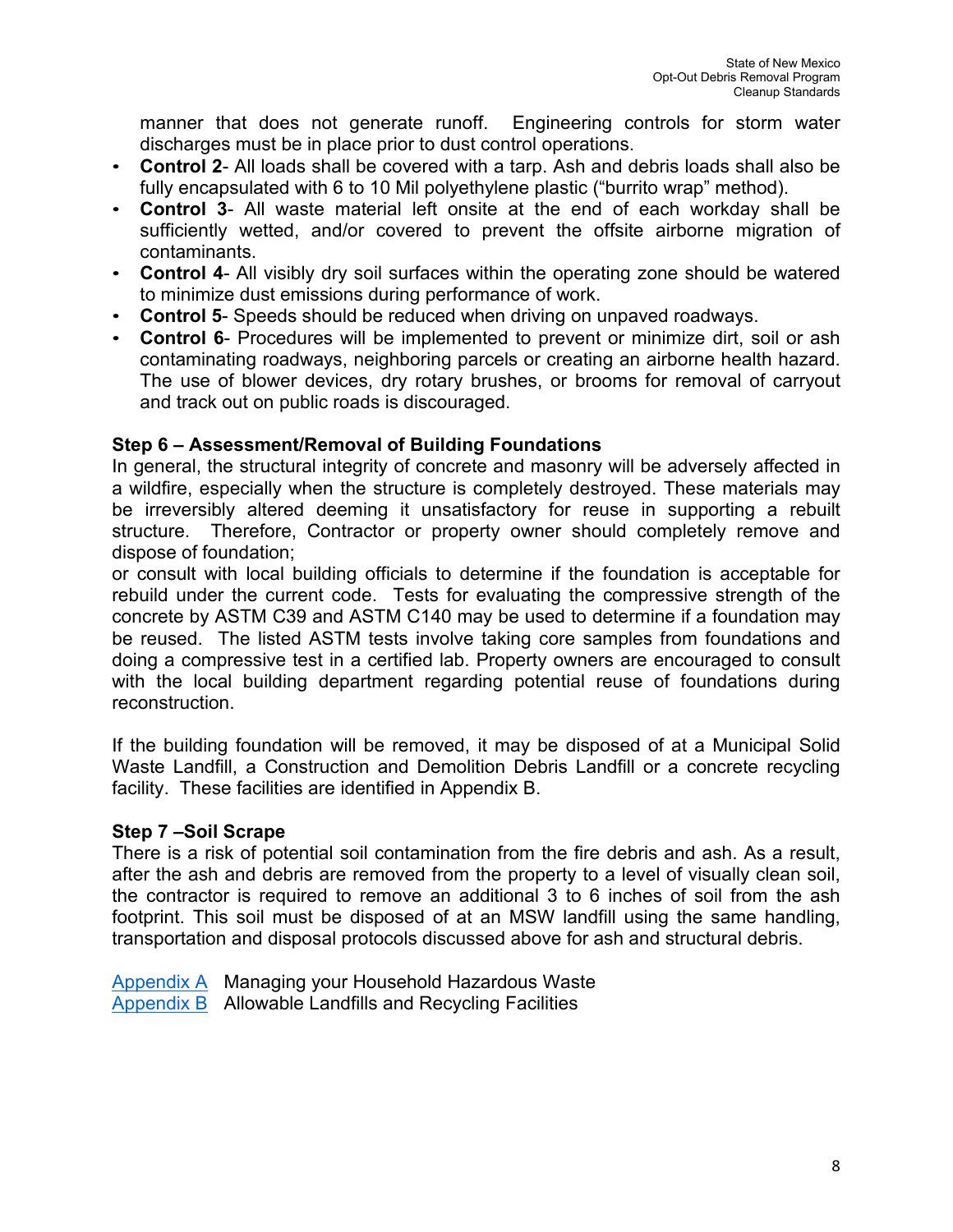manner that does not generate runoff. Engineering controls for storm water discharges must be in place prior to dust control operations.

- **Control 2**- All loads shall be covered with a tarp. Ash and debris loads shall also be fully encapsulated with 6 to 10 Mil polyethylene plastic ("burrito wrap" method).
- **Control 3**- All waste material left onsite at the end of each workday shall be sufficiently wetted, and/or covered to prevent the offsite airborne migration of contaminants.
- **Control 4**- All visibly dry soil surfaces within the operating zone should be watered to minimize dust emissions during performance of work.
- **Control 5**- Speeds should be reduced when driving on unpaved roadways.
- **Control 6**- Procedures will be implemented to prevent or minimize dirt, soil or ash contaminating roadways, neighboring parcels or creating an airborne health hazard. The use of blower devices, dry rotary brushes, or brooms for removal of carryout and track out on public roads is discouraged.

**Step 6 – Assessment/Removal of Building Foundations**

In general, the structural integrity of concrete and masonry will be adversely affected in a wildfire, especially when the structure is completely destroyed. These materials may be irreversibly altered deeming it unsatisfactory for reuse in supporting a rebuilt structure. Therefore, Contractor or property owner should completely remove and dispose of foundation;

or consult with local building officials to determine if the foundation is acceptable for rebuild under the current code. Tests for evaluating the compressive strength of the concrete by ASTM C39 and ASTM C140 may be used to determine if a foundation may be reused. The listed ASTM tests involve taking core samples from foundations and doing a compressive test in a certified lab. Property owners are encouraged to consult with the local building department regarding potential reuse of foundations during reconstruction.

If the building foundation will be removed, it may be disposed of at a Municipal Solid Waste Landfill, a Construction and Demolition Debris Landfill or a concrete recycling facility. These facilities are identified in Appendix B.

**Step 7 –Soil Scrape**

There is a risk of potential soil contamination from the fire debris and ash. As a result, after the ash and debris are removed from the property to a level of visually clean soil, the contractor is required to remove an additional 3 to 6 inches of soil from the ash footprint. This soil must be disposed of at an MSW landfill using the same handling, transportation and disposal protocols discussed above for ash and structural debris.

Appendix A Managing your Household Hazardous Waste
Appendix B Allowable Landfills and Recycling Facilities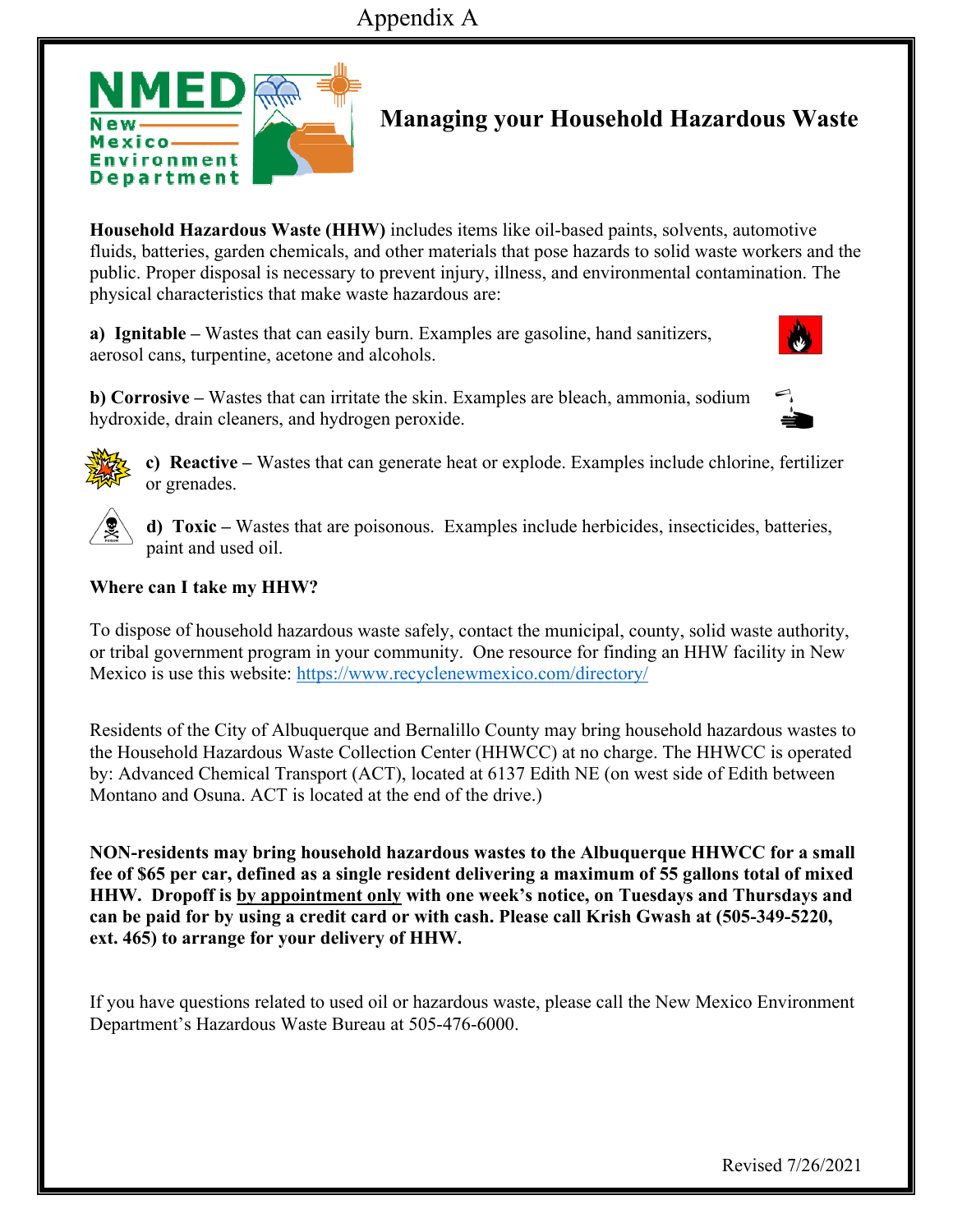Appendix A

# Managing your Household Hazardous Waste

**Household Hazardous Waste (HHW)** includes items like oil-based paints, solvents, automotive fluids, batteries, garden chemicals, and other materials that pose hazards to solid waste workers and the public. Proper disposal is necessary to prevent injury, illness, and environmental contamination. The physical characteristics that make waste hazardous are:

**a) Ignitable –** Wastes that can easily burn. Examples are gasoline, hand sanitizers, aerosol cans, turpentine, acetone and alcohols.

**b) Corrosive –** Wastes that can irritate the skin. Examples are bleach, ammonia, sodium hydroxide, drain cleaners, and hydrogen peroxide.

**c) Reactive –** Wastes that can generate heat or explode. Examples include chlorine, fertilizer or grenades.

**d) Toxic –** Wastes that are poisonous. Examples include herbicides, insecticides, batteries, paint and used oil.

**Where can I take my HHW?**

To dispose of household hazardous waste safely, contact the municipal, county, solid waste authority, or tribal government program in your community. One resource for finding an HHW facility in New Mexico is use this website: https://www.recyclenewmexico.com/directory/

Residents of the City of Albuquerque and Bernalillo County may bring household hazardous wastes to the Household Hazardous Waste Collection Center (HHWCC) at no charge. The HHWCC is operated by: Advanced Chemical Transport (ACT), located at 6137 Edith NE (on west side of Edith between Montano and Osuna. ACT is located at the end of the drive.)

**NON-residents may bring household hazardous wastes to the Albuquerque HHWCC for a small fee of $65 per car, defined as a single resident delivering a maximum of 55 gallons total of mixed HHW. Dropoff is by appointment only with one week's notice, on Tuesdays and Thursdays and can be paid for by using a credit card or with cash. Please call Krish Gwash at (505-349-5220, ext. 465) to arrange for your delivery of HHW.**

If you have questions related to used oil or hazardous waste, please call the New Mexico Environment Department's Hazardous Waste Bureau at 505-476-6000.

Revised 7/26/2021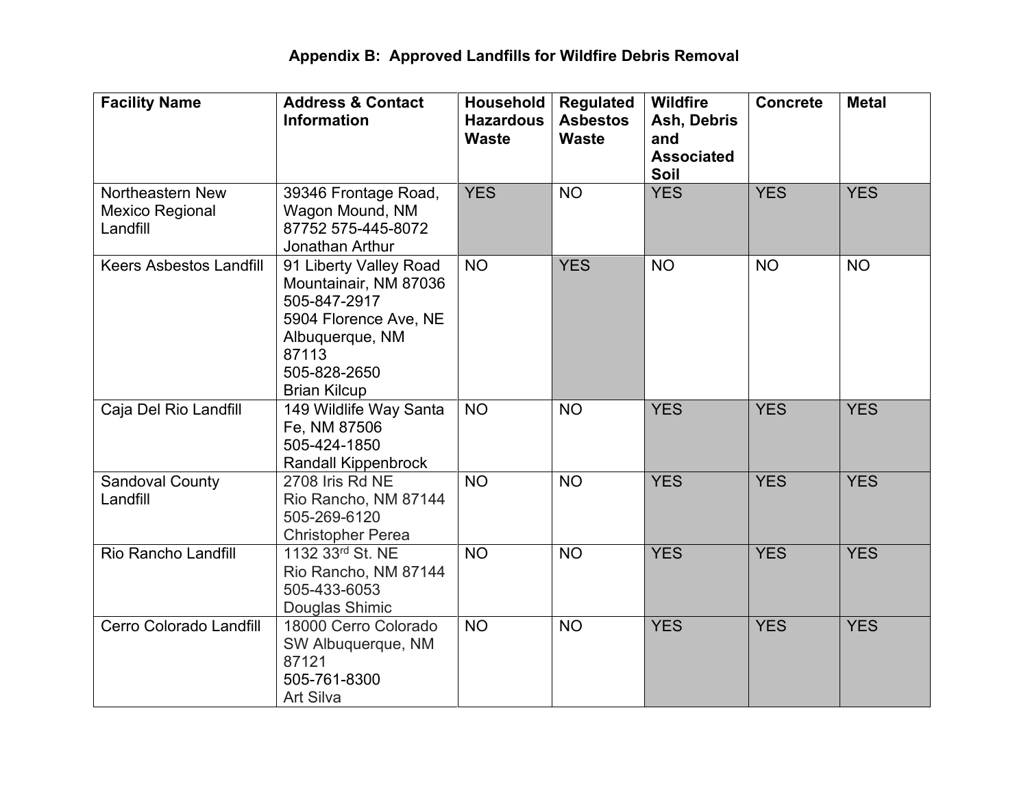## Appendix B: Approved Landfills for Wildfire Debris Removal

| Facility Name | Address & Contact Information | Household Hazardous Waste | Regulated Asbestos Waste | Wildfire Ash, Debris and Associated Soil | Concrete | Metal |
|---|---|---|---|---|---|---|
| Northeastern New Mexico Regional Landfill | 39346 Frontage Road, Wagon Mound, NM 87752 575-445-8072 Jonathan Arthur | YES | NO | YES | YES | YES |
| Keers Asbestos Landfill | 91 Liberty Valley Road Mountainair, NM 87036 505-847-2917 5904 Florence Ave, NE Albuquerque, NM 87113 505-828-2650 Brian Kilcup | NO | YES | NO | NO | NO |
| Caja Del Rio Landfill | 149 Wildlife Way Santa Fe, NM 87506 505-424-1850 Randall Kippenbrock | NO | NO | YES | YES | YES |
| Sandoval County Landfill | 2708 Iris Rd NE Rio Rancho, NM 87144 505-269-6120 Christopher Perea | NO | NO | YES | YES | YES |
| Rio Rancho Landfill | 1132 33rd St. NE Rio Rancho, NM 87144 505-433-6053 Douglas Shimic | NO | NO | YES | YES | YES |
| Cerro Colorado Landfill | 18000 Cerro Colorado SW Albuquerque, NM 87121 505-761-8300 Art Silva | NO | NO | YES | YES | YES |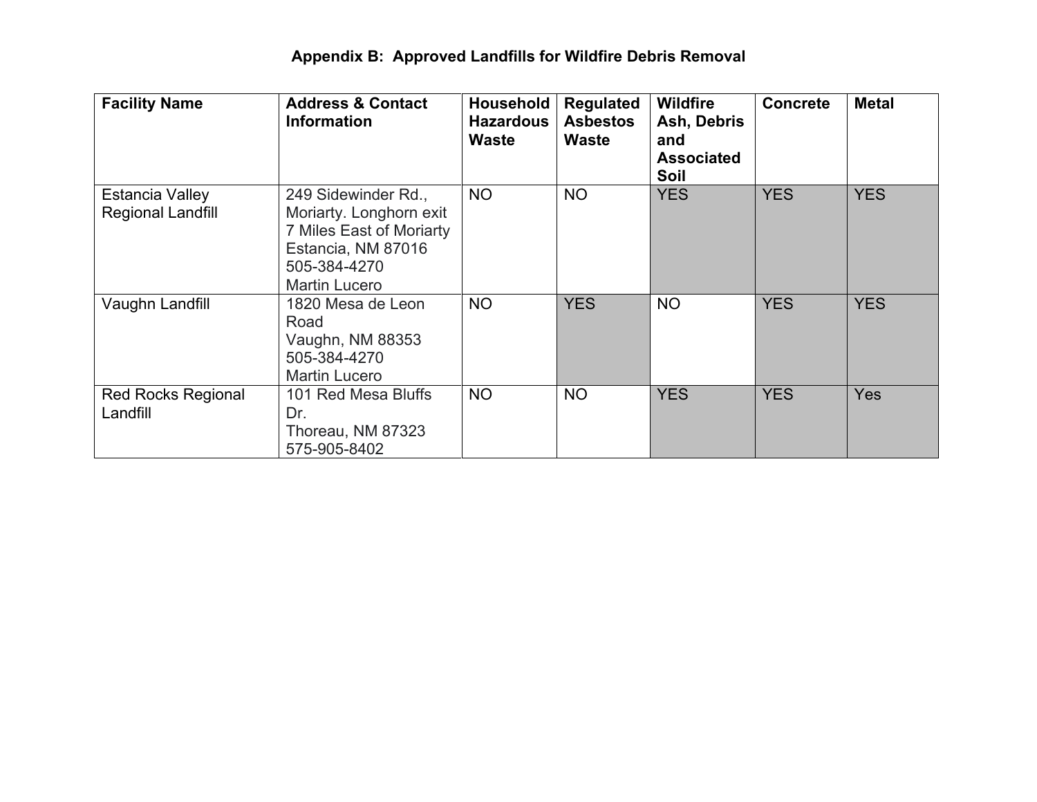## Appendix B: Approved Landfills for Wildfire Debris Removal

| Facility Name | Address & Contact Information | Household Hazardous Waste | Regulated Asbestos Waste | Wildfire Ash, Debris and Associated Soil | Concrete | Metal |
|---|---|---|---|---|---|---|
| Estancia Valley Regional Landfill | 249 Sidewinder Rd., Moriarty. Longhorn exit 7 Miles East of Moriarty Estancia, NM 87016 505-384-4270 Martin Lucero | NO | NO | YES | YES | YES |
| Vaughn Landfill | 1820 Mesa de Leon Road Vaughn, NM 88353 505-384-4270 Martin Lucero | NO | YES | NO | YES | YES |
| Red Rocks Regional Landfill | 101 Red Mesa Bluffs Dr. Thoreau, NM 87323 575-905-8402 | NO | NO | YES | YES | Yes |